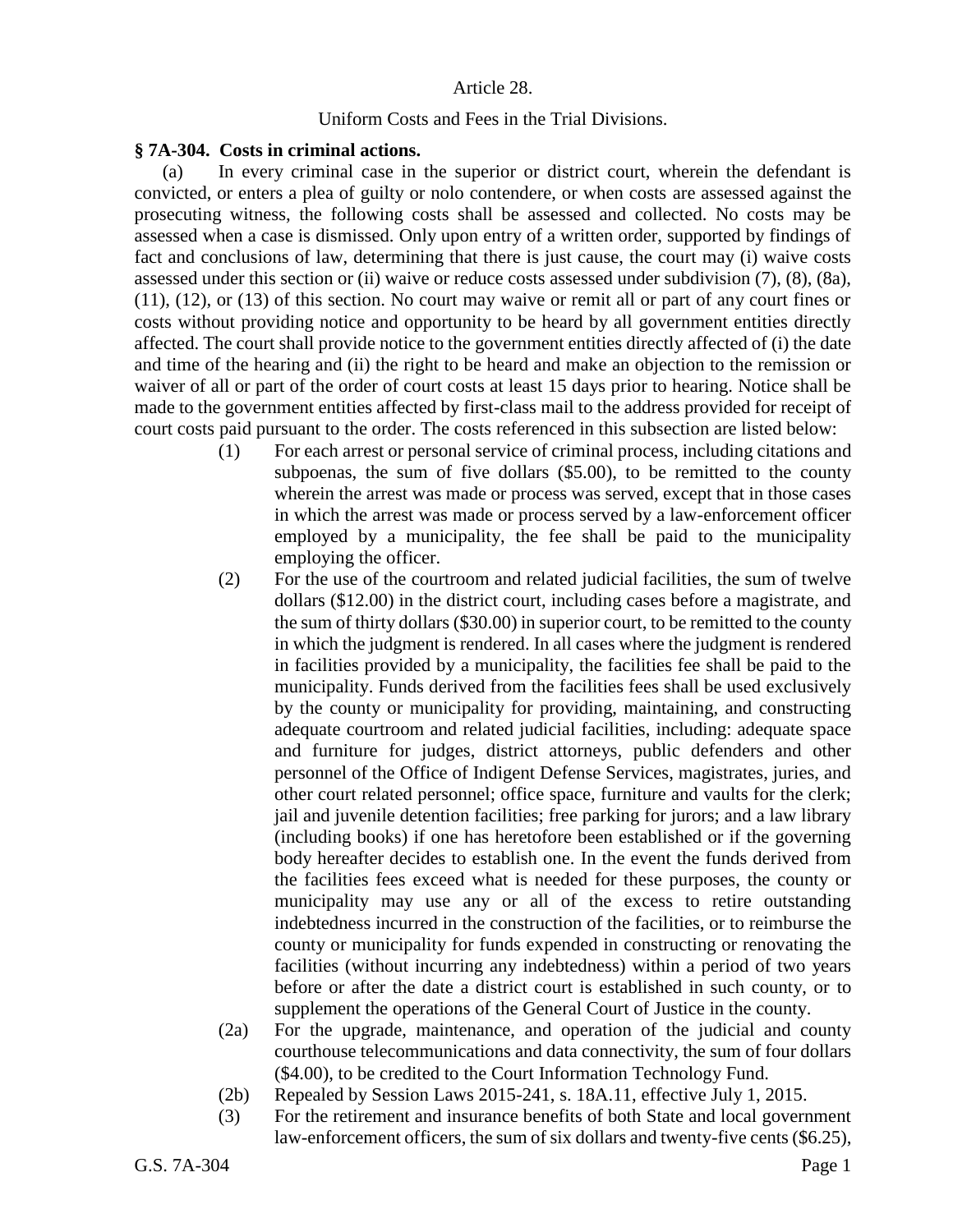Article 28.

Uniform Costs and Fees in the Trial Divisions.

**§ 7A-304. Costs in criminal actions.**

(a) In every criminal case in the superior or district court, wherein the defendant is convicted, or enters a plea of guilty or nolo contendere, or when costs are assessed against the prosecuting witness, the following costs shall be assessed and collected. No costs may be assessed when a case is dismissed. Only upon entry of a written order, supported by findings of fact and conclusions of law, determining that there is just cause, the court may (i) waive costs assessed under this section or (ii) waive or reduce costs assessed under subdivision (7), (8), (8a), (11), (12), or (13) of this section. No court may waive or remit all or part of any court fines or costs without providing notice and opportunity to be heard by all government entities directly affected. The court shall provide notice to the government entities directly affected of (i) the date and time of the hearing and (ii) the right to be heard and make an objection to the remission or waiver of all or part of the order of court costs at least 15 days prior to hearing. Notice shall be made to the government entities affected by first-class mail to the address provided for receipt of court costs paid pursuant to the order. The costs referenced in this subsection are listed below:

(1) For each arrest or personal service of criminal process, including citations and subpoenas, the sum of five dollars ($5.00), to be remitted to the county wherein the arrest was made or process was served, except that in those cases in which the arrest was made or process served by a law-enforcement officer employed by a municipality, the fee shall be paid to the municipality employing the officer.

(2) For the use of the courtroom and related judicial facilities, the sum of twelve dollars ($12.00) in the district court, including cases before a magistrate, and the sum of thirty dollars ($30.00) in superior court, to be remitted to the county in which the judgment is rendered. In all cases where the judgment is rendered in facilities provided by a municipality, the facilities fee shall be paid to the municipality. Funds derived from the facilities fees shall be used exclusively by the county or municipality for providing, maintaining, and constructing adequate courtroom and related judicial facilities, including: adequate space and furniture for judges, district attorneys, public defenders and other personnel of the Office of Indigent Defense Services, magistrates, juries, and other court related personnel; office space, furniture and vaults for the clerk; jail and juvenile detention facilities; free parking for jurors; and a law library (including books) if one has heretofore been established or if the governing body hereafter decides to establish one. In the event the funds derived from the facilities fees exceed what is needed for these purposes, the county or municipality may use any or all of the excess to retire outstanding indebtedness incurred in the construction of the facilities, or to reimburse the county or municipality for funds expended in constructing or renovating the facilities (without incurring any indebtedness) within a period of two years before or after the date a district court is established in such county, or to supplement the operations of the General Court of Justice in the county.

(2a) For the upgrade, maintenance, and operation of the judicial and county courthouse telecommunications and data connectivity, the sum of four dollars ($4.00), to be credited to the Court Information Technology Fund.

(2b) Repealed by Session Laws 2015-241, s. 18A.11, effective July 1, 2015.

(3) For the retirement and insurance benefits of both State and local government law-enforcement officers, the sum of six dollars and twenty-five cents ($6.25),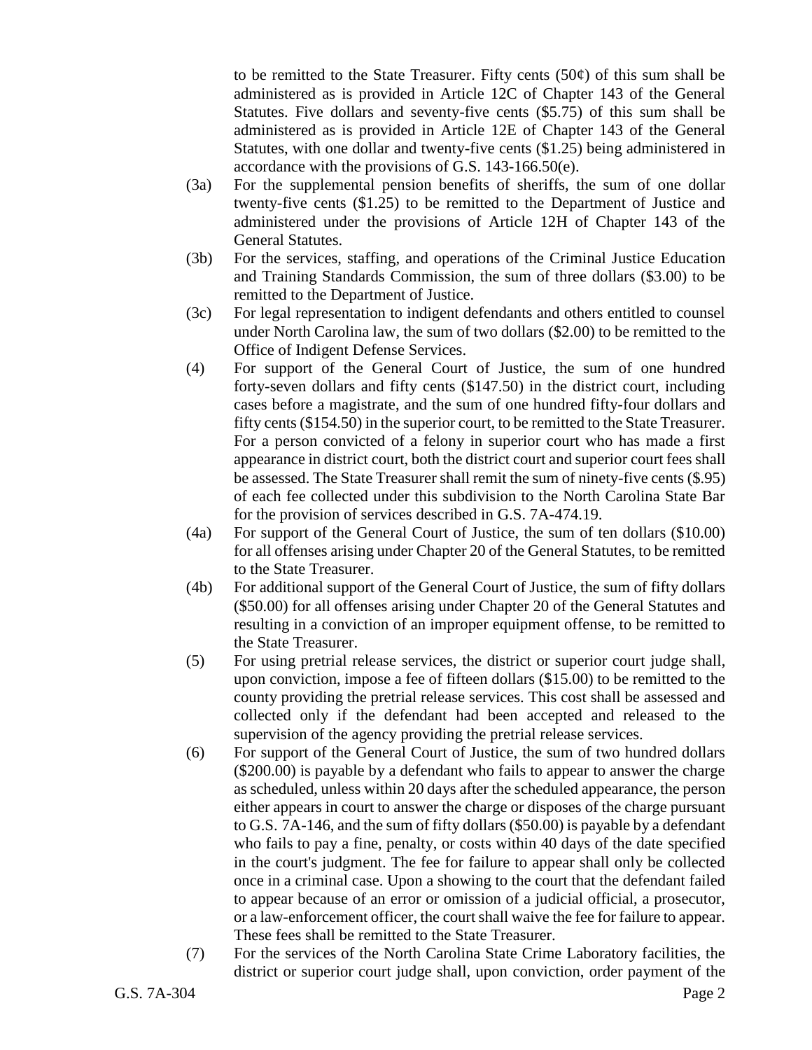to be remitted to the State Treasurer. Fifty cents (50¢) of this sum shall be administered as is provided in Article 12C of Chapter 143 of the General Statutes. Five dollars and seventy-five cents ($5.75) of this sum shall be administered as is provided in Article 12E of Chapter 143 of the General Statutes, with one dollar and twenty-five cents ($1.25) being administered in accordance with the provisions of G.S. 143-166.50(e).

(3a) For the supplemental pension benefits of sheriffs, the sum of one dollar twenty-five cents ($1.25) to be remitted to the Department of Justice and administered under the provisions of Article 12H of Chapter 143 of the General Statutes.

(3b) For the services, staffing, and operations of the Criminal Justice Education and Training Standards Commission, the sum of three dollars ($3.00) to be remitted to the Department of Justice.

(3c) For legal representation to indigent defendants and others entitled to counsel under North Carolina law, the sum of two dollars ($2.00) to be remitted to the Office of Indigent Defense Services.

(4) For support of the General Court of Justice, the sum of one hundred forty-seven dollars and fifty cents ($147.50) in the district court, including cases before a magistrate, and the sum of one hundred fifty-four dollars and fifty cents ($154.50) in the superior court, to be remitted to the State Treasurer. For a person convicted of a felony in superior court who has made a first appearance in district court, both the district court and superior court fees shall be assessed. The State Treasurer shall remit the sum of ninety-five cents ($.95) of each fee collected under this subdivision to the North Carolina State Bar for the provision of services described in G.S. 7A-474.19.

(4a) For support of the General Court of Justice, the sum of ten dollars ($10.00) for all offenses arising under Chapter 20 of the General Statutes, to be remitted to the State Treasurer.

(4b) For additional support of the General Court of Justice, the sum of fifty dollars ($50.00) for all offenses arising under Chapter 20 of the General Statutes and resulting in a conviction of an improper equipment offense, to be remitted to the State Treasurer.

(5) For using pretrial release services, the district or superior court judge shall, upon conviction, impose a fee of fifteen dollars ($15.00) to be remitted to the county providing the pretrial release services. This cost shall be assessed and collected only if the defendant had been accepted and released to the supervision of the agency providing the pretrial release services.

(6) For support of the General Court of Justice, the sum of two hundred dollars ($200.00) is payable by a defendant who fails to appear to answer the charge as scheduled, unless within 20 days after the scheduled appearance, the person either appears in court to answer the charge or disposes of the charge pursuant to G.S. 7A-146, and the sum of fifty dollars ($50.00) is payable by a defendant who fails to pay a fine, penalty, or costs within 40 days of the date specified in the court's judgment. The fee for failure to appear shall only be collected once in a criminal case. Upon a showing to the court that the defendant failed to appear because of an error or omission of a judicial official, a prosecutor, or a law-enforcement officer, the court shall waive the fee for failure to appear. These fees shall be remitted to the State Treasurer.

(7) For the services of the North Carolina State Crime Laboratory facilities, the district or superior court judge shall, upon conviction, order payment of the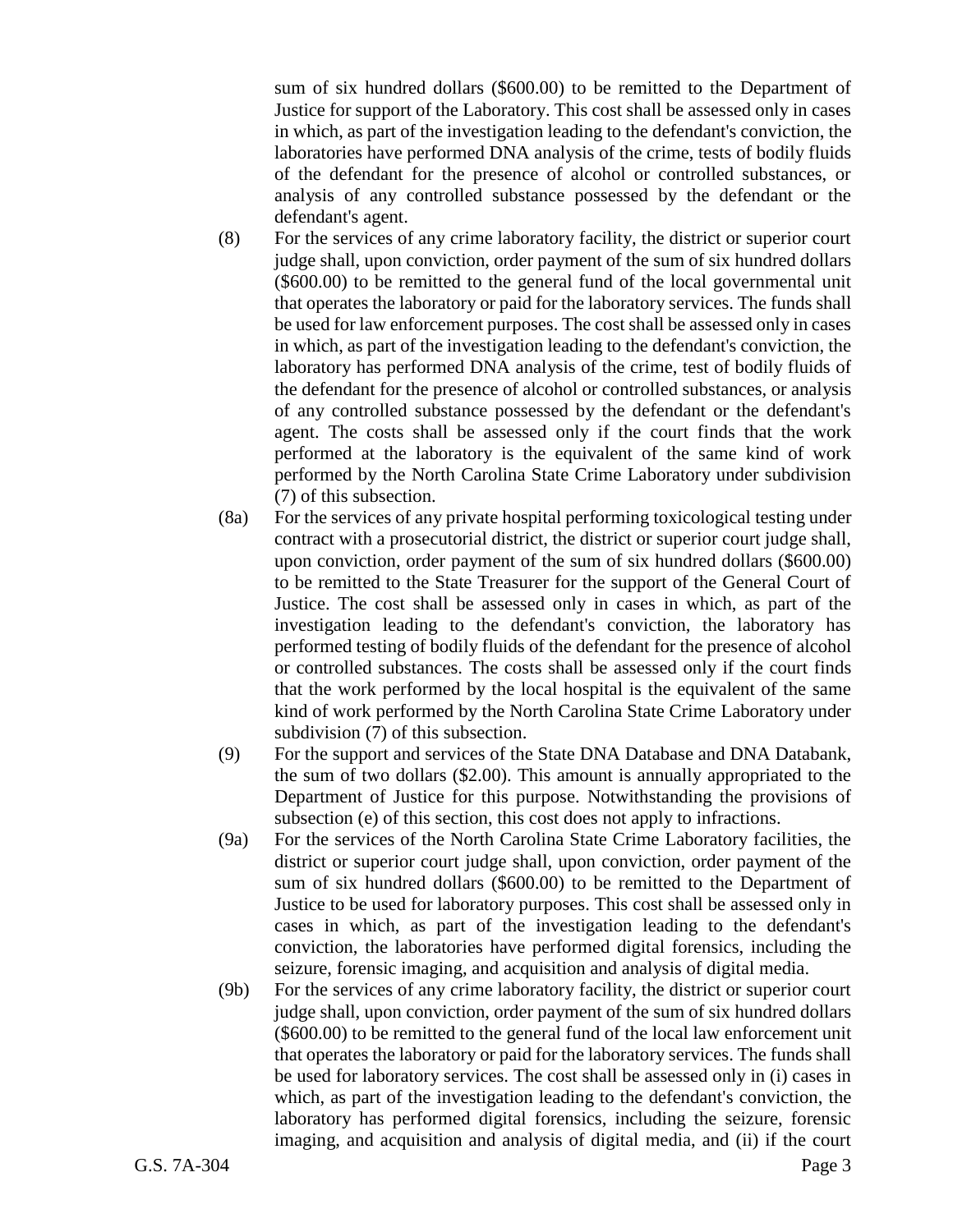sum of six hundred dollars ($600.00) to be remitted to the Department of Justice for support of the Laboratory. This cost shall be assessed only in cases in which, as part of the investigation leading to the defendant's conviction, the laboratories have performed DNA analysis of the crime, tests of bodily fluids of the defendant for the presence of alcohol or controlled substances, or analysis of any controlled substance possessed by the defendant or the defendant's agent.

(8) For the services of any crime laboratory facility, the district or superior court judge shall, upon conviction, order payment of the sum of six hundred dollars ($600.00) to be remitted to the general fund of the local governmental unit that operates the laboratory or paid for the laboratory services. The funds shall be used for law enforcement purposes. The cost shall be assessed only in cases in which, as part of the investigation leading to the defendant's conviction, the laboratory has performed DNA analysis of the crime, test of bodily fluids of the defendant for the presence of alcohol or controlled substances, or analysis of any controlled substance possessed by the defendant or the defendant's agent. The costs shall be assessed only if the court finds that the work performed at the laboratory is the equivalent of the same kind of work performed by the North Carolina State Crime Laboratory under subdivision (7) of this subsection.

(8a) For the services of any private hospital performing toxicological testing under contract with a prosecutorial district, the district or superior court judge shall, upon conviction, order payment of the sum of six hundred dollars ($600.00) to be remitted to the State Treasurer for the support of the General Court of Justice. The cost shall be assessed only in cases in which, as part of the investigation leading to the defendant's conviction, the laboratory has performed testing of bodily fluids of the defendant for the presence of alcohol or controlled substances. The costs shall be assessed only if the court finds that the work performed by the local hospital is the equivalent of the same kind of work performed by the North Carolina State Crime Laboratory under subdivision (7) of this subsection.

(9) For the support and services of the State DNA Database and DNA Databank, the sum of two dollars ($2.00). This amount is annually appropriated to the Department of Justice for this purpose. Notwithstanding the provisions of subsection (e) of this section, this cost does not apply to infractions.

(9a) For the services of the North Carolina State Crime Laboratory facilities, the district or superior court judge shall, upon conviction, order payment of the sum of six hundred dollars ($600.00) to be remitted to the Department of Justice to be used for laboratory purposes. This cost shall be assessed only in cases in which, as part of the investigation leading to the defendant's conviction, the laboratories have performed digital forensics, including the seizure, forensic imaging, and acquisition and analysis of digital media.

(9b) For the services of any crime laboratory facility, the district or superior court judge shall, upon conviction, order payment of the sum of six hundred dollars ($600.00) to be remitted to the general fund of the local law enforcement unit that operates the laboratory or paid for the laboratory services. The funds shall be used for laboratory services. The cost shall be assessed only in (i) cases in which, as part of the investigation leading to the defendant's conviction, the laboratory has performed digital forensics, including the seizure, forensic imaging, and acquisition and analysis of digital media, and (ii) if the court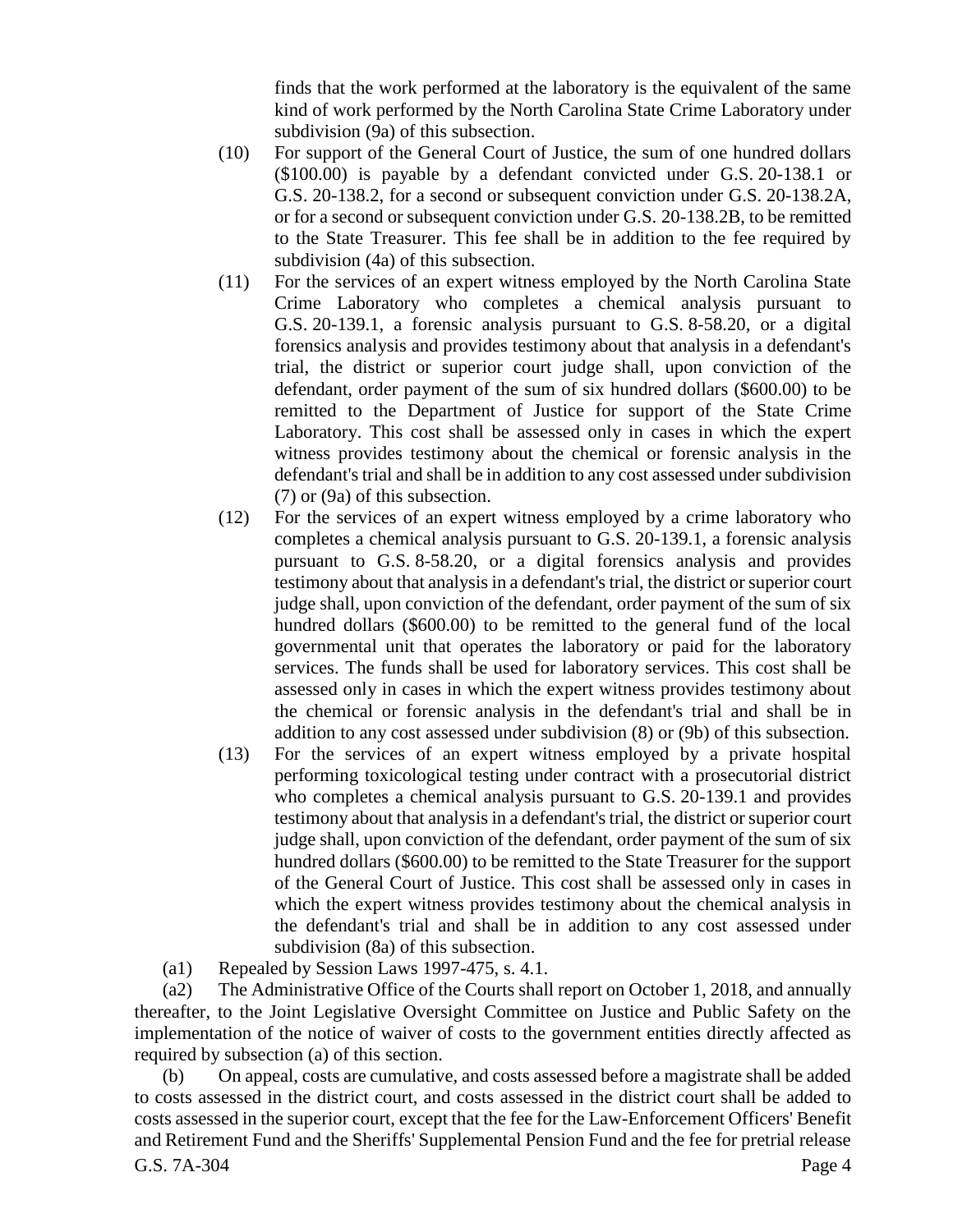finds that the work performed at the laboratory is the equivalent of the same kind of work performed by the North Carolina State Crime Laboratory under subdivision (9a) of this subsection.

(10) For support of the General Court of Justice, the sum of one hundred dollars ($100.00) is payable by a defendant convicted under G.S. 20-138.1 or G.S. 20-138.2, for a second or subsequent conviction under G.S. 20-138.2A, or for a second or subsequent conviction under G.S. 20-138.2B, to be remitted to the State Treasurer. This fee shall be in addition to the fee required by subdivision (4a) of this subsection.

(11) For the services of an expert witness employed by the North Carolina State Crime Laboratory who completes a chemical analysis pursuant to G.S. 20-139.1, a forensic analysis pursuant to G.S. 8-58.20, or a digital forensics analysis and provides testimony about that analysis in a defendant's trial, the district or superior court judge shall, upon conviction of the defendant, order payment of the sum of six hundred dollars ($600.00) to be remitted to the Department of Justice for support of the State Crime Laboratory. This cost shall be assessed only in cases in which the expert witness provides testimony about the chemical or forensic analysis in the defendant's trial and shall be in addition to any cost assessed under subdivision (7) or (9a) of this subsection.

(12) For the services of an expert witness employed by a crime laboratory who completes a chemical analysis pursuant to G.S. 20-139.1, a forensic analysis pursuant to G.S. 8-58.20, or a digital forensics analysis and provides testimony about that analysis in a defendant's trial, the district or superior court judge shall, upon conviction of the defendant, order payment of the sum of six hundred dollars ($600.00) to be remitted to the general fund of the local governmental unit that operates the laboratory or paid for the laboratory services. The funds shall be used for laboratory services. This cost shall be assessed only in cases in which the expert witness provides testimony about the chemical or forensic analysis in the defendant's trial and shall be in addition to any cost assessed under subdivision (8) or (9b) of this subsection.

(13) For the services of an expert witness employed by a private hospital performing toxicological testing under contract with a prosecutorial district who completes a chemical analysis pursuant to G.S. 20-139.1 and provides testimony about that analysis in a defendant's trial, the district or superior court judge shall, upon conviction of the defendant, order payment of the sum of six hundred dollars ($600.00) to be remitted to the State Treasurer for the support of the General Court of Justice. This cost shall be assessed only in cases in which the expert witness provides testimony about the chemical analysis in the defendant's trial and shall be in addition to any cost assessed under subdivision (8a) of this subsection.

(a1) Repealed by Session Laws 1997-475, s. 4.1.

(a2) The Administrative Office of the Courts shall report on October 1, 2018, and annually thereafter, to the Joint Legislative Oversight Committee on Justice and Public Safety on the implementation of the notice of waiver of costs to the government entities directly affected as required by subsection (a) of this section.

(b) On appeal, costs are cumulative, and costs assessed before a magistrate shall be added to costs assessed in the district court, and costs assessed in the district court shall be added to costs assessed in the superior court, except that the fee for the Law-Enforcement Officers' Benefit and Retirement Fund and the Sheriffs' Supplemental Pension Fund and the fee for pretrial release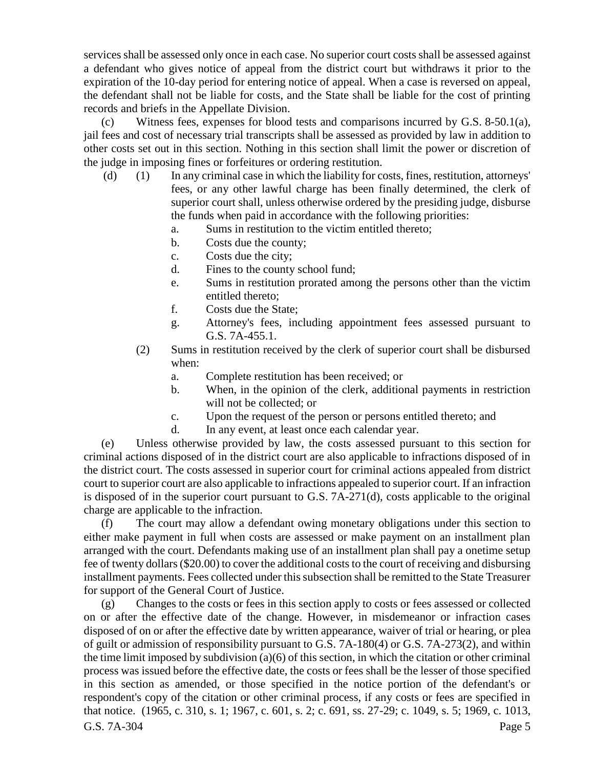services shall be assessed only once in each case. No superior court costs shall be assessed against a defendant who gives notice of appeal from the district court but withdraws it prior to the expiration of the 10-day period for entering notice of appeal. When a case is reversed on appeal, the defendant shall not be liable for costs, and the State shall be liable for the cost of printing records and briefs in the Appellate Division.

(c) Witness fees, expenses for blood tests and comparisons incurred by G.S. 8-50.1(a), jail fees and cost of necessary trial transcripts shall be assessed as provided by law in addition to other costs set out in this section. Nothing in this section shall limit the power or discretion of the judge in imposing fines or forfeitures or ordering restitution.

(d) (1) In any criminal case in which the liability for costs, fines, restitution, attorneys' fees, or any other lawful charge has been finally determined, the clerk of superior court shall, unless otherwise ordered by the presiding judge, disburse the funds when paid in accordance with the following priorities:

a. Sums in restitution to the victim entitled thereto;

b. Costs due the county;

c. Costs due the city;

d. Fines to the county school fund;

e. Sums in restitution prorated among the persons other than the victim entitled thereto;

f. Costs due the State;

g. Attorney's fees, including appointment fees assessed pursuant to G.S. 7A-455.1.

(2) Sums in restitution received by the clerk of superior court shall be disbursed when:

a. Complete restitution has been received; or

b. When, in the opinion of the clerk, additional payments in restriction will not be collected; or

c. Upon the request of the person or persons entitled thereto; and

d. In any event, at least once each calendar year.

(e) Unless otherwise provided by law, the costs assessed pursuant to this section for criminal actions disposed of in the district court are also applicable to infractions disposed of in the district court. The costs assessed in superior court for criminal actions appealed from district court to superior court are also applicable to infractions appealed to superior court. If an infraction is disposed of in the superior court pursuant to G.S. 7A-271(d), costs applicable to the original charge are applicable to the infraction.

(f) The court may allow a defendant owing monetary obligations under this section to either make payment in full when costs are assessed or make payment on an installment plan arranged with the court. Defendants making use of an installment plan shall pay a onetime setup fee of twenty dollars ($20.00) to cover the additional costs to the court of receiving and disbursing installment payments. Fees collected under this subsection shall be remitted to the State Treasurer for support of the General Court of Justice.

(g) Changes to the costs or fees in this section apply to costs or fees assessed or collected on or after the effective date of the change. However, in misdemeanor or infraction cases disposed of on or after the effective date by written appearance, waiver of trial or hearing, or plea of guilt or admission of responsibility pursuant to G.S. 7A-180(4) or G.S. 7A-273(2), and within the time limit imposed by subdivision (a)(6) of this section, in which the citation or other criminal process was issued before the effective date, the costs or fees shall be the lesser of those specified in this section as amended, or those specified in the notice portion of the defendant's or respondent's copy of the citation or other criminal process, if any costs or fees are specified in that notice. (1965, c. 310, s. 1; 1967, c. 601, s. 2; c. 691, ss. 27-29; c. 1049, s. 5; 1969, c. 1013,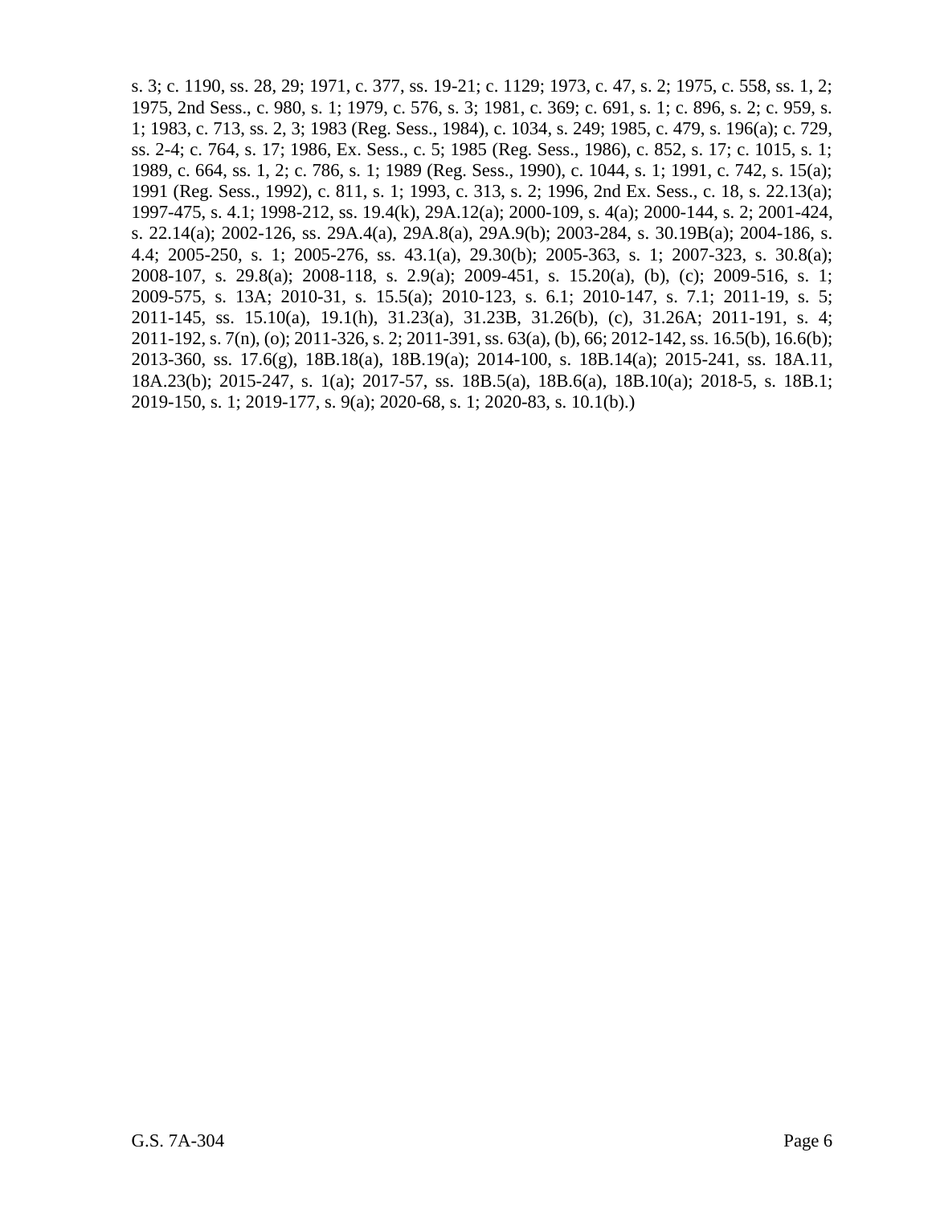s. 3; c. 1190, ss. 28, 29; 1971, c. 377, ss. 19-21; c. 1129; 1973, c. 47, s. 2; 1975, c. 558, ss. 1, 2; 1975, 2nd Sess., c. 980, s. 1; 1979, c. 576, s. 3; 1981, c. 369; c. 691, s. 1; c. 896, s. 2; c. 959, s. 1; 1983, c. 713, ss. 2, 3; 1983 (Reg. Sess., 1984), c. 1034, s. 249; 1985, c. 479, s. 196(a); c. 729, ss. 2-4; c. 764, s. 17; 1986, Ex. Sess., c. 5; 1985 (Reg. Sess., 1986), c. 852, s. 17; c. 1015, s. 1; 1989, c. 664, ss. 1, 2; c. 786, s. 1; 1989 (Reg. Sess., 1990), c. 1044, s. 1; 1991, c. 742, s. 15(a); 1991 (Reg. Sess., 1992), c. 811, s. 1; 1993, c. 313, s. 2; 1996, 2nd Ex. Sess., c. 18, s. 22.13(a); 1997-475, s. 4.1; 1998-212, ss. 19.4(k), 29A.12(a); 2000-109, s. 4(a); 2000-144, s. 2; 2001-424, s. 22.14(a); 2002-126, ss. 29A.4(a), 29A.8(a), 29A.9(b); 2003-284, s. 30.19B(a); 2004-186, s. 4.4; 2005-250, s. 1; 2005-276, ss. 43.1(a), 29.30(b); 2005-363, s. 1; 2007-323, s. 30.8(a); 2008-107, s. 29.8(a); 2008-118, s. 2.9(a); 2009-451, s. 15.20(a), (b), (c); 2009-516, s. 1; 2009-575, s. 13A; 2010-31, s. 15.5(a); 2010-123, s. 6.1; 2010-147, s. 7.1; 2011-19, s. 5; 2011-145, ss. 15.10(a), 19.1(h), 31.23(a), 31.23B, 31.26(b), (c), 31.26A; 2011-191, s. 4; 2011-192, s. 7(n), (o); 2011-326, s. 2; 2011-391, ss. 63(a), (b), 66; 2012-142, ss. 16.5(b), 16.6(b); 2013-360, ss. 17.6(g), 18B.18(a), 18B.19(a); 2014-100, s. 18B.14(a); 2015-241, ss. 18A.11, 18A.23(b); 2015-247, s. 1(a); 2017-57, ss. 18B.5(a), 18B.6(a), 18B.10(a); 2018-5, s. 18B.1; 2019-150, s. 1; 2019-177, s. 9(a); 2020-68, s. 1; 2020-83, s. 10.1(b).)